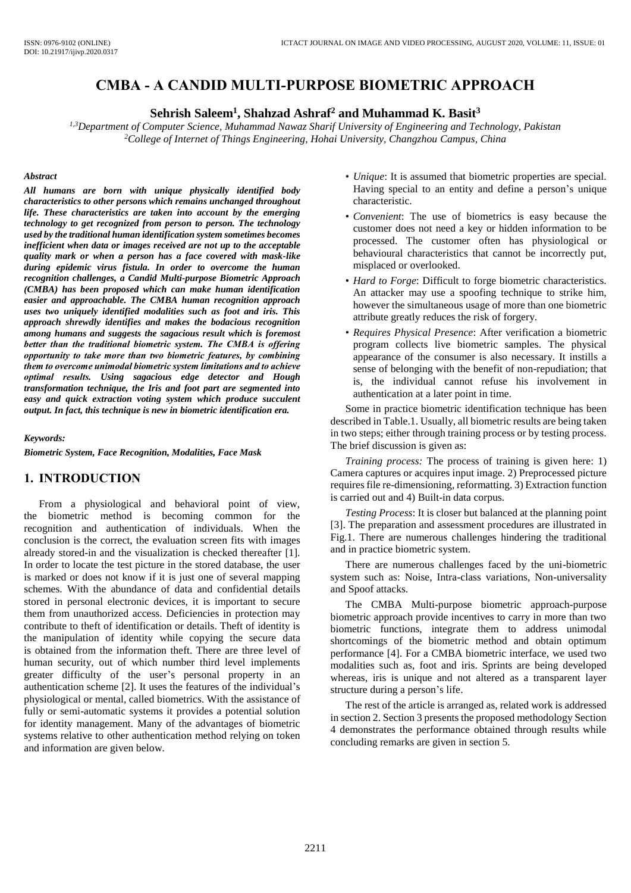# CMBA - A CANDID MULTI-PURPOSE BIOMETRIC APPROACH

**Sehrish Saleem[1], Shahzad Ashraf[2] and Muhammad K. Basit[3]**

*[1,3]Department of Computer Science, Muhammad Nawaz Sharif University of Engineering and Technology, Pakistan*
*[2]College of Internet of Things Engineering, Hohai University, Changzhou Campus, China*

### *Abstract*

***All humans are born with unique physically identified body characteristics to other persons which remains unchanged throughout life. These characteristics are taken into account by the emerging technology to get recognized from person to person. The technology used by the traditional human identification system sometimes becomes inefficient when data or images received are not up to the acceptable quality mark or when a person has a face covered with mask-like during epidemic virus fistula. In order to overcome the human recognition challenges, a Candid Multi-purpose Biometric Approach (CMBA) has been proposed which can make human identification easier and approachable. The CMBA human recognition approach uses two uniquely identified modalities such as foot and iris. This approach shrewdly identifies and makes the bodacious recognition among humans and suggests the sagacious result which is foremost better than the traditional biometric system. The CMBA is offering opportunity to take more than two biometric features, by combining them to overcome unimodal biometric system limitations and to achieve optimal results. Using sagacious edge detector and Hough transformation technique, the Iris and foot part are segmented into easy and quick extraction voting system which produce succulent output. In fact, this technique is new in biometric identification era.***

### *Keywords:*

***Biometric System, Face Recognition, Modalities, Face Mask***

## 1. INTRODUCTION

From a physiological and behavioral point of view, the biometric method is becoming common for the recognition and authentication of individuals. When the conclusion is the correct, the evaluation screen fits with images already stored-in and the visualization is checked thereafter [1]. In order to locate the test picture in the stored database, the user is marked or does not know if it is just one of several mapping schemes. With the abundance of data and confidential details stored in personal electronic devices, it is important to secure them from unauthorized access. Deficiencies in protection may contribute to theft of identification or details. Theft of identity is the manipulation of identity while copying the secure data is obtained from the information theft. There are three level of human security, out of which number third level implements greater difficulty of the user's personal property in an authentication scheme [2]. It uses the features of the individual's physiological or mental, called biometrics. With the assistance of fully or semi-automatic systems it provides a potential solution for identity management. Many of the advantages of biometric systems relative to other authentication method relying on token and information are given below.

- *Unique*: It is assumed that biometric properties are special. Having special to an entity and define a person's unique characteristic.
- *Convenient*: The use of biometrics is easy because the customer does not need a key or hidden information to be processed. The customer often has physiological or behavioural characteristics that cannot be incorrectly put, misplaced or overlooked.
- *Hard to Forge*: Difficult to forge biometric characteristics. An attacker may use a spoofing technique to strike him, however the simultaneous usage of more than one biometric attribute greatly reduces the risk of forgery.
- *Requires Physical Presence*: After verification a biometric program collects live biometric samples. The physical appearance of the consumer is also necessary. It instills a sense of belonging with the benefit of non-repudiation; that is, the individual cannot refuse his involvement in authentication at a later point in time.

Some in practice biometric identification technique has been described in Table.1. Usually, all biometric results are being taken in two steps; either through training process or by testing process. The brief discussion is given as:

*Training process:* The process of training is given here: 1) Camera captures or acquires input image. 2) Preprocessed picture requires file re-dimensioning, reformatting. 3) Extraction function is carried out and 4) Built-in data corpus.

*Testing Process*: It is closer but balanced at the planning point [3]. The preparation and assessment procedures are illustrated in Fig.1. There are numerous challenges hindering the traditional and in practice biometric system.

There are numerous challenges faced by the uni-biometric system such as: Noise, Intra-class variations, Non-universality and Spoof attacks.

The CMBA Multi-purpose biometric approach-purpose biometric approach provide incentives to carry in more than two biometric functions, integrate them to address unimodal shortcomings of the biometric method and obtain optimum performance [4]. For a CMBA biometric interface, we used two modalities such as, foot and iris. Sprints are being developed whereas, iris is unique and not altered as a transparent layer structure during a person's life.

The rest of the article is arranged as, related work is addressed in section 2. Section 3 presents the proposed methodology Section 4 demonstrates the performance obtained through results while concluding remarks are given in section 5.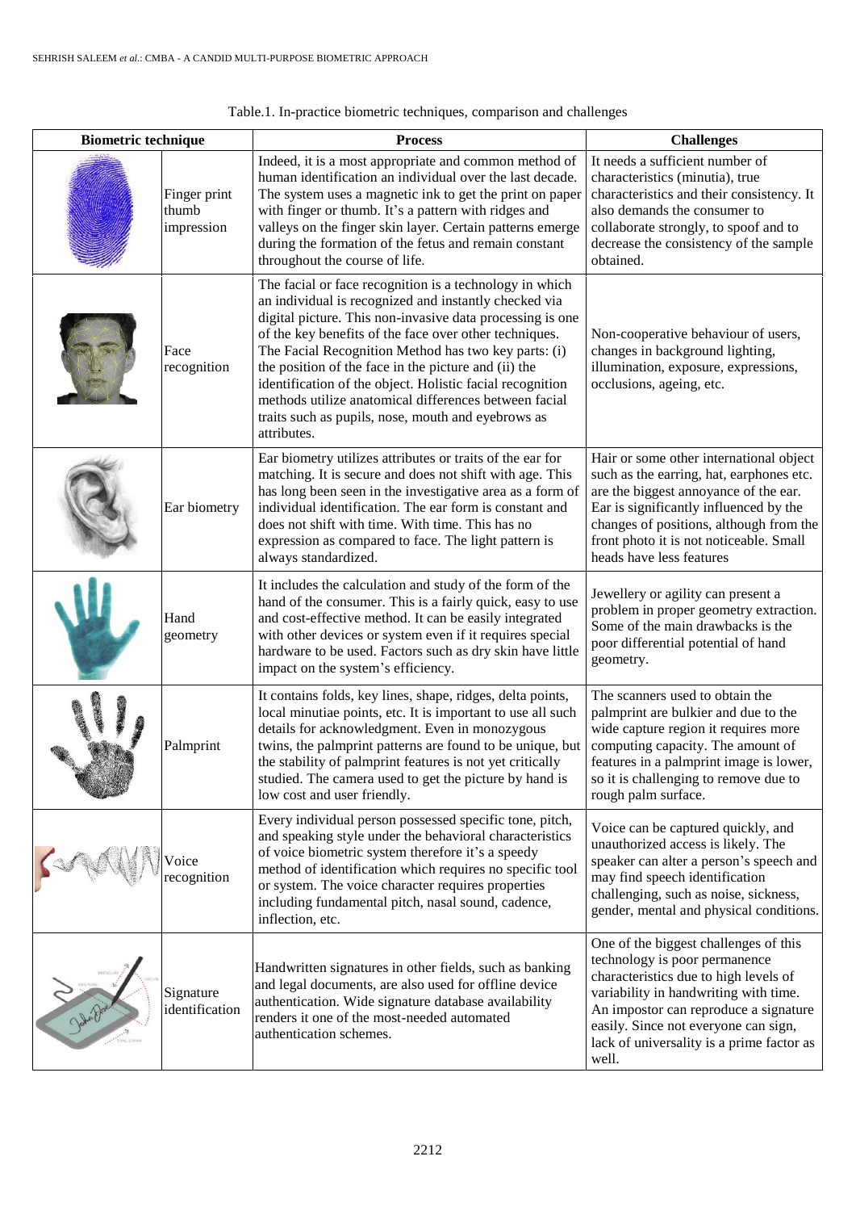Table.1. In-practice biometric techniques, comparison and challenges

| Biometric technique | | Process | Challenges |
|---|---|---|---|
| | Finger print thumb impression | Indeed, it is a most appropriate and common method of human identification an individual over the last decade. The system uses a magnetic ink to get the print on paper with finger or thumb. It's a pattern with ridges and valleys on the finger skin layer. Certain patterns emerge during the formation of the fetus and remain constant throughout the course of life. | It needs a sufficient number of characteristics (minutia), true characteristics and their consistency. It also demands the consumer to collaborate strongly, to spoof and to decrease the consistency of the sample obtained. |
| | Face recognition | The facial or face recognition is a technology in which an individual is recognized and instantly checked via digital picture. This non-invasive data processing is one of the key benefits of the face over other techniques. The Facial Recognition Method has two key parts: (i) the position of the face in the picture and (ii) the identification of the object. Holistic facial recognition methods utilize anatomical differences between facial traits such as pupils, nose, mouth and eyebrows as attributes. | Non-cooperative behaviour of users, changes in background lighting, illumination, exposure, expressions, occlusions, ageing, etc. |
| | Ear biometry | Ear biometry utilizes attributes or traits of the ear for matching. It is secure and does not shift with age. This has long been seen in the investigative area as a form of individual identification. The ear form is constant and does not shift with time. With time. This has no expression as compared to face. The light pattern is always standardized. | Hair or some other international object such as the earring, hat, earphones etc. are the biggest annoyance of the ear. Ear is significantly influenced by the changes of positions, although from the front photo it is not noticeable. Small heads have less features |
| | Hand geometry | It includes the calculation and study of the form of the hand of the consumer. This is a fairly quick, easy to use and cost-effective method. It can be easily integrated with other devices or system even if it requires special hardware to be used. Factors such as dry skin have little impact on the system's efficiency. | Jewellery or agility can present a problem in proper geometry extraction. Some of the main drawbacks is the poor differential potential of hand geometry. |
| | Palmprint | It contains folds, key lines, shape, ridges, delta points, local minutiae points, etc. It is important to use all such details for acknowledgment. Even in monozygous twins, the palmprint patterns are found to be unique, but the stability of palmprint features is not yet critically studied. The camera used to get the picture by hand is low cost and user friendly. | The scanners used to obtain the palmprint are bulkier and due to the wide capture region it requires more computing capacity. The amount of features in a palmprint image is lower, so it is challenging to remove due to rough palm surface. |
| | Voice recognition | Every individual person possessed specific tone, pitch, and speaking style under the behavioral characteristics of voice biometric system therefore it's a speedy method of identification which requires no specific tool or system. The voice character requires properties including fundamental pitch, nasal sound, cadence, inflection, etc. | Voice can be captured quickly, and unauthorized access is likely. The speaker can alter a person's speech and may find speech identification challenging, such as noise, sickness, gender, mental and physical conditions. |
| | Signature identification | Handwritten signatures in other fields, such as banking and legal documents, are also used for offline device authentication. Wide signature database availability renders it one of the most-needed automated authentication schemes. | One of the biggest challenges of this technology is poor permanence characteristics due to high levels of variability in handwriting with time. An impostor can reproduce a signature easily. Since not everyone can sign, lack of universality is a prime factor as well. |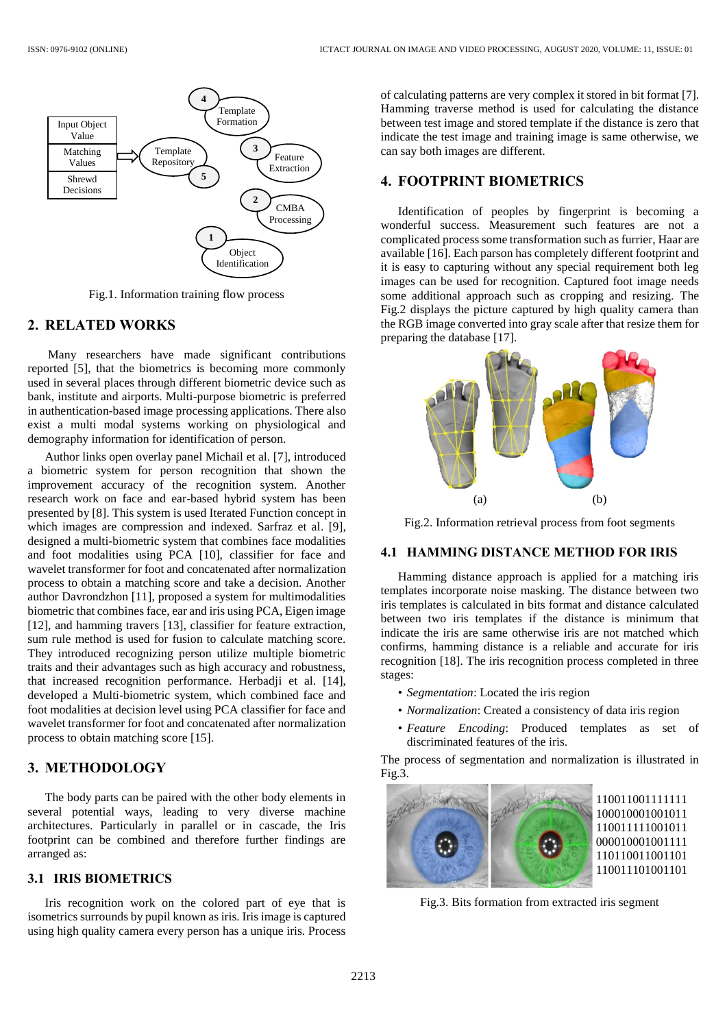Input Object Value

Matching Values

Shrewd Decisions

Template Repository

4 Template Formation

3 Feature Extraction

5

2 CMBA Processing

1 Object Identification

Fig.1. Information training flow process

## 2. RELATED WORKS

Many researchers have made significant contributions reported [5], that the biometrics is becoming more commonly used in several places through different biometric device such as bank, institute and airports. Multi-purpose biometric is preferred in authentication-based image processing applications. There also exist a multi modal systems working on physiological and demography information for identification of person.

Author links open overlay panel Michail et al. [7], introduced a biometric system for person recognition that shown the improvement accuracy of the recognition system. Another research work on face and ear-based hybrid system has been presented by [8]. This system is used Iterated Function concept in which images are compression and indexed. Sarfraz et al. [9], designed a multi-biometric system that combines face modalities and foot modalities using PCA [10], classifier for face and wavelet transformer for foot and concatenated after normalization process to obtain a matching score and take a decision. Another author Davrondzhon [11], proposed a system for multimodalities biometric that combines face, ear and iris using PCA, Eigen image [12], and hamming travers [13], classifier for feature extraction, sum rule method is used for fusion to calculate matching score. They introduced recognizing person utilize multiple biometric traits and their advantages such as high accuracy and robustness, that increased recognition performance. Herbadji et al. [14], developed a Multi-biometric system, which combined face and foot modalities at decision level using PCA classifier for face and wavelet transformer for foot and concatenated after normalization process to obtain matching score [15].

## 3. METHODOLOGY

The body parts can be paired with the other body elements in several potential ways, leading to very diverse machine architectures. Particularly in parallel or in cascade, the Iris footprint can be combined and therefore further findings are arranged as:

### 3.1 IRIS BIOMETRICS

Iris recognition work on the colored part of eye that is isometrics surrounds by pupil known as iris. Iris image is captured using high quality camera every person has a unique iris. Process of calculating patterns are very complex it stored in bit format [7]. Hamming traverse method is used for calculating the distance between test image and stored template if the distance is zero that indicate the test image and training image is same otherwise, we can say both images are different.

## 4. FOOTPRINT BIOMETRICS

Identification of peoples by fingerprint is becoming a wonderful success. Measurement such features are not a complicated process some transformation such as furrier, Haar are available [16]. Each parson has completely different footprint and it is easy to capturing without any special requirement both leg images can be used for recognition. Captured foot image needs some additional approach such as cropping and resizing. The Fig.2 displays the picture captured by high quality camera than the RGB image converted into gray scale after that resize them for preparing the database [17].

(a) (b)

Fig.2. Information retrieval process from foot segments

### 4.1 HAMMING DISTANCE METHOD FOR IRIS

Hamming distance approach is applied for a matching iris templates incorporate noise masking. The distance between two iris templates is calculated in bits format and distance calculated between two iris templates if the distance is minimum that indicate the iris are same otherwise iris are not matched which confirms, hamming distance is a reliable and accurate for iris recognition [18]. The iris recognition process completed in three stages:

- *Segmentation*: Located the iris region
- *Normalization*: Created a consistency of data iris region
- *Feature Encoding*: Produced templates as set of discriminated features of the iris.

The process of segmentation and normalization is illustrated in Fig.3.

110011001111111
100010001001011
110011111001011
000010001001111
110110011001101
110011101001101

Fig.3. Bits formation from extracted iris segment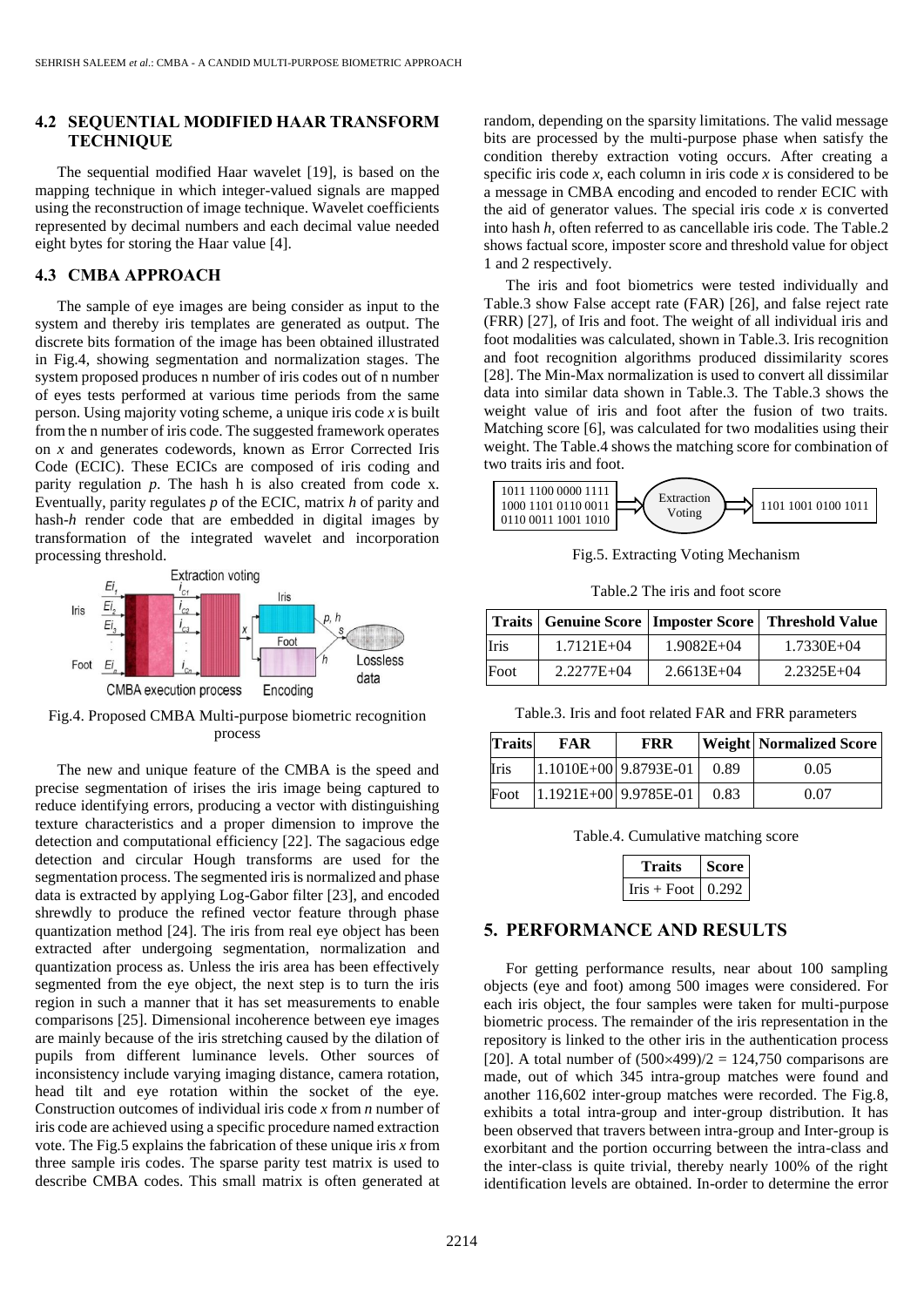## 4.2 SEQUENTIAL MODIFIED HAAR TRANSFORM TECHNIQUE

The sequential modified Haar wavelet [19], is based on the mapping technique in which integer-valued signals are mapped using the reconstruction of image technique. Wavelet coefficients represented by decimal numbers and each decimal value needed eight bytes for storing the Haar value [4].

## 4.3 CMBA APPROACH

The sample of eye images are being consider as input to the system and thereby iris templates are generated as output. The discrete bits formation of the image has been obtained illustrated in Fig.4, showing segmentation and normalization stages. The system proposed produces n number of iris codes out of n number of eyes tests performed at various time periods from the same person. Using majority voting scheme, a unique iris code $x$ is built from the n number of iris code. The suggested framework operates on $x$ and generates codewords, known as Error Corrected Iris Code (ECIC). These ECICs are composed of iris coding and parity regulation $p$. The hash h is also created from code x. Eventually, parity regulates $p$ of the ECIC, matrix $h$ of parity and hash-$h$ render code that are embedded in digital images by transformation of the integrated wavelet and incorporation processing threshold.

Extraction voting

Iris

Foot

$Ei_1$ $Ei_2$ $Ei_3$ $Ei_n$

$i_{C1}$ $i_{C2}$ $i_{C3}$ $i_{Cn}$

$x$

$p, h$

$s$

$h$

Lossless data

CMBA execution process

Encoding

Fig.4. Proposed CMBA Multi-purpose biometric recognition process

The new and unique feature of the CMBA is the speed and precise segmentation of irises the iris image being captured to reduce identifying errors, producing a vector with distinguishing texture characteristics and a proper dimension to improve the detection and computational efficiency [22]. The sagacious edge detection and circular Hough transforms are used for the segmentation process. The segmented iris is normalized and phase data is extracted by applying Log-Gabor filter [23], and encoded shrewdly to produce the refined vector feature through phase quantization method [24]. The iris from real eye object has been extracted after undergoing segmentation, normalization and quantization process as. Unless the iris area has been effectively segmented from the eye object, the next step is to turn the iris region in such a manner that it has set measurements to enable comparisons [25]. Dimensional incoherence between eye images are mainly because of the iris stretching caused by the dilation of pupils from different luminance levels. Other sources of inconsistency include varying imaging distance, camera rotation, head tilt and eye rotation within the socket of the eye. Construction outcomes of individual iris code $x$ from $n$ number of iris code are achieved using a specific procedure named extraction vote. The Fig.5 explains the fabrication of these unique iris $x$ from three sample iris codes. The sparse parity test matrix is used to describe CMBA codes. This small matrix is often generated at random, depending on the sparsity limitations. The valid message bits are processed by the multi-purpose phase when satisfy the condition thereby extraction voting occurs. After creating a specific iris code $x$, each column in iris code $x$ is considered to be a message in CMBA encoding and encoded to render ECIC with the aid of generator values. The special iris code $x$ is converted into hash $h$, often referred to as cancellable iris code. The Table.2 shows factual score, imposter score and threshold value for object 1 and 2 respectively.

The iris and foot biometrics were tested individually and Table.3 show False accept rate (FAR) [26], and false reject rate (FRR) [27], of Iris and foot. The weight of all individual iris and foot modalities was calculated, shown in Table.3. Iris recognition and foot recognition algorithms produced dissimilarity scores [28]. The Min-Max normalization is used to convert all dissimilar data into similar data shown in Table.3. The Table.3 shows the weight value of iris and foot after the fusion of two traits. Matching score [6], was calculated for two modalities using their weight. The Table.4 shows the matching score for combination of two traits iris and foot.

1011 1100 0000 1111
1000 1101 0110 0011
0110 0011 1001 1010

Extraction Voting

1101 1001 0100 1011

Fig.5. Extracting Voting Mechanism

Table.2 The iris and foot score

| Traits | Genuine Score | Imposter Score | Threshold Value |
|---|---|---|---|
| Iris | 1.7121E+04 | 1.9082E+04 | 1.7330E+04 |
| Foot | 2.2277E+04 | 2.6613E+04 | 2.2325E+04 |

Table.3. Iris and foot related FAR and FRR parameters

| Traits | FAR | FRR | Weight | Normalized Score |
|---|---|---|---|---|
| Iris | 1.1010E+00 | 9.8793E-01 | 0.89 | 0.05 |
| Foot | 1.1921E+00 | 9.9785E-01 | 0.83 | 0.07 |

Table.4. Cumulative matching score

| Traits | Score |
|---|---|
| Iris + Foot | 0.292 |

## 5. PERFORMANCE AND RESULTS

For getting performance results, near about 100 sampling objects (eye and foot) among 500 images were considered. For each iris object, the four samples were taken for multi-purpose biometric process. The remainder of the iris representation in the repository is linked to the other iris in the authentication process [20]. A total number of $(500\times499)/2 = 124{,}750$ comparisons are made, out of which 345 intra-group matches were found and another 116,602 inter-group matches were recorded. The Fig.8, exhibits a total intra-group and inter-group distribution. It has been observed that travers between intra-group and Inter-group is exorbitant and the portion occurring between the intra-class and the inter-class is quite trivial, thereby nearly 100% of the right identification levels are obtained. In-order to determine the error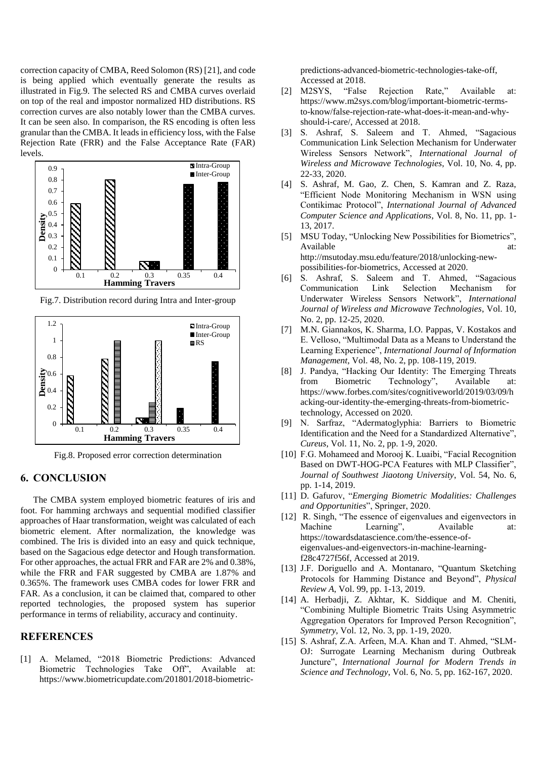correction capacity of CMBA, Reed Solomon (RS) [21], and code is being applied which eventually generate the results as illustrated in Fig.9. The selected RS and CMBA curves overlaid on top of the real and impostor normalized HD distributions. RS correction curves are also notably lower than the CMBA curves. It can be seen also. In comparison, the RS encoding is often less granular than the CMBA. It leads in efficiency loss, with the False Rejection Rate (FRR) and the False Acceptance Rate (FAR) levels.

Intra-Group
Inter-Group
Density
0 0.1 0.2 0.3 0.4 0.5 0.6 0.7 0.8 0.9
0.1 0.2 0.3 0.35 0.4
Hamming Travers

Fig.7. Distribution record during Intra and Inter-group

Intra-Group
Inter-Group
RS
Density
0 0.2 0.4 0.6 0.8 1 1.2
0.1 0.2 0.3 0.35 0.4
Hamming Travers

Fig.8. Proposed error correction determination

## 6. CONCLUSION

The CMBA system employed biometric features of iris and foot. For hamming archways and sequential modified classifier approaches of Haar transformation, weight was calculated of each biometric element. After normalization, the knowledge was combined. The Iris is divided into an easy and quick technique, based on the Sagacious edge detector and Hough transformation. For other approaches, the actual FRR and FAR are 2% and 0.38%, while the FRR and FAR suggested by CMBA are 1.87% and 0.365%. The framework uses CMBA codes for lower FRR and FAR. As a conclusion, it can be claimed that, compared to other reported technologies, the proposed system has superior performance in terms of reliability, accuracy and continuity.

## REFERENCES

[1] A. Melamed, "2018 Biometric Predictions: Advanced Biometric Technologies Take Off", Available at: https://www.biometricupdate.com/201801/2018-biometric-predictions-advanced-biometric-technologies-take-off, Accessed at 2018.

[2] M2SYS, "False Rejection Rate," Available at: https://www.m2sys.com/blog/important-biometric-terms-to-know/false-rejection-rate-what-does-it-mean-and-why-should-i-care/, Accessed at 2018.

[3] S. Ashraf, S. Saleem and T. Ahmed, "Sagacious Communication Link Selection Mechanism for Underwater Wireless Sensors Network", *International Journal of Wireless and Microwave Technologies*, Vol. 10, No. 4, pp. 22-33, 2020.

[4] S. Ashraf, M. Gao, Z. Chen, S. Kamran and Z. Raza, "Efficient Node Monitoring Mechanism in WSN using Contikimac Protocol", *International Journal of Advanced Computer Science and Applications*, Vol. 8, No. 11, pp. 1-13, 2017.

[5] MSU Today, "Unlocking New Possibilities for Biometrics", Available at: http://msutoday.msu.edu/feature/2018/unlocking-new-possibilities-for-biometrics, Accessed at 2020.

[6] S. Ashraf, S. Saleem and T. Ahmed, "Sagacious Communication Link Selection Mechanism for Underwater Wireless Sensors Network", *International Journal of Wireless and Microwave Technologies*, Vol. 10, No. 2, pp. 12-25, 2020.

[7] M.N. Giannakos, K. Sharma, I.O. Pappas, V. Kostakos and E. Velloso, "Multimodal Data as a Means to Understand the Learning Experience", *International Journal of Information Management*, Vol. 48, No. 2, pp. 108-119, 2019.

[8] J. Pandya, "Hacking Our Identity: The Emerging Threats from Biometric Technology", Available at: https://www.forbes.com/sites/cognitiveworld/2019/03/09/hacking-our-identity-the-emerging-threats-from-biometric-technology, Accessed on 2020.

[9] N. Sarfraz, "Adermatoglyphia: Barriers to Biometric Identification and the Need for a Standardized Alternative", *Cureus*, Vol. 11, No. 2, pp. 1-9, 2020.

[10] F.G. Mohameed and Morooj K. Luaibi, "Facial Recognition Based on DWT-HOG-PCA Features with MLP Classifier", *Journal of Southwest Jiaotong University*, Vol. 54, No. 6, pp. 1-14, 2019.

[11] D. Gafurov, "*Emerging Biometric Modalities: Challenges and Opportunities*", Springer, 2020.

[12] R. Singh, "The essence of eigenvalues and eigenvectors in Machine Learning", Available at: https://towardsdatascience.com/the-essence-of-eigenvalues-and-eigenvectors-in-machine-learning-f28c4727f56f, Accessed at 2019.

[13] J.F. Doriguello and A. Montanaro, "Quantum Sketching Protocols for Hamming Distance and Beyond", *Physical Review A*, Vol. 99, pp. 1-13, 2019.

[14] A. Herbadji, Z. Akhtar, K. Siddique and M. Cheniti, "Combining Multiple Biometric Traits Using Asymmetric Aggregation Operators for Improved Person Recognition", *Symmetry*, Vol. 12, No. 3, pp. 1-19, 2020.

[15] S. Ashraf, Z.A. Arfeen, M.A. Khan and T. Ahmed, "SLM-OJ: Surrogate Learning Mechanism during Outbreak Juncture", *International Journal for Modern Trends in Science and Technology*, Vol. 6, No. 5, pp. 162-167, 2020.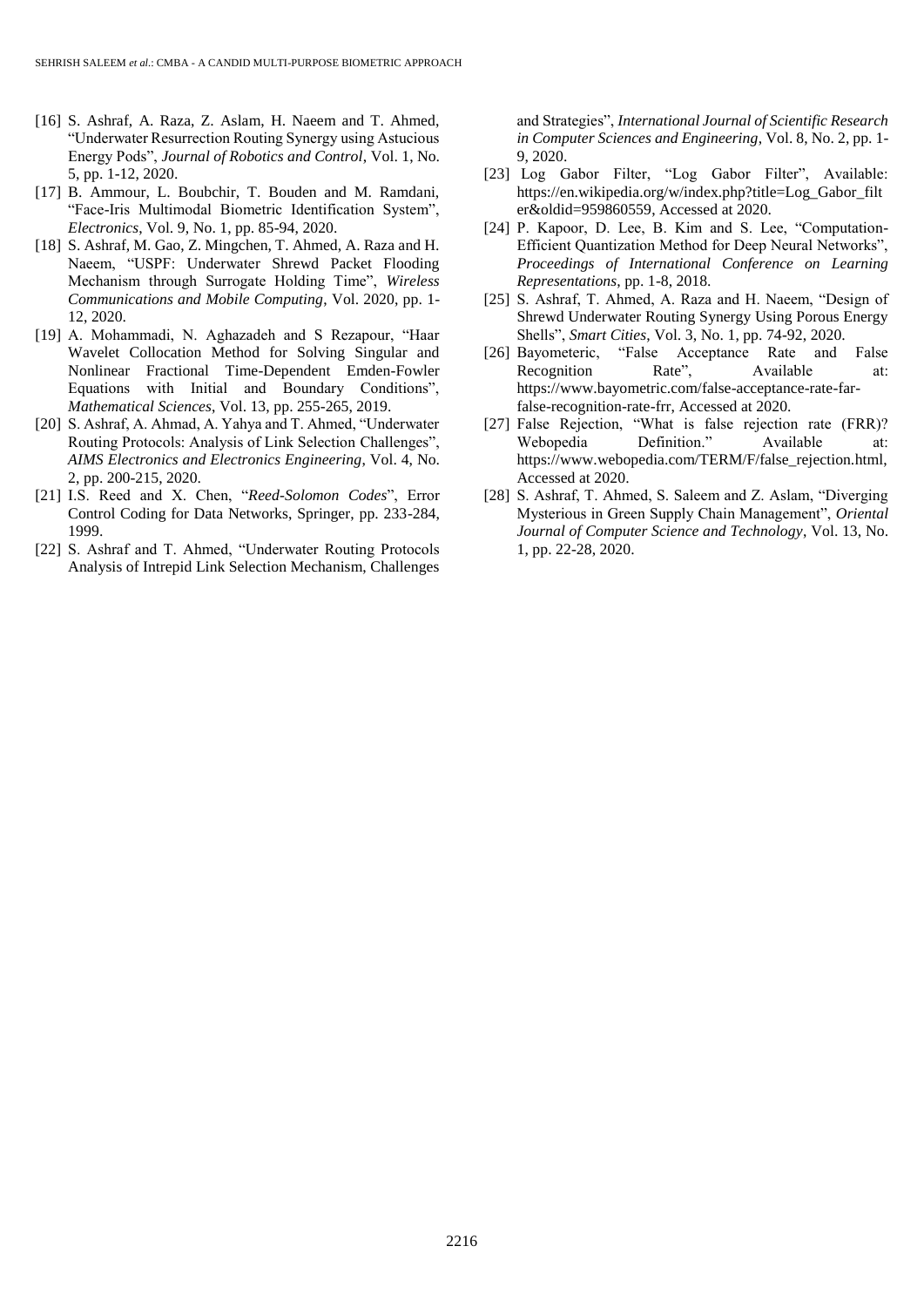[16] S. Ashraf, A. Raza, Z. Aslam, H. Naeem and T. Ahmed, "Underwater Resurrection Routing Synergy using Astucious Energy Pods", *Journal of Robotics and Control*, Vol. 1, No. 5, pp. 1-12, 2020.

[17] B. Ammour, L. Boubchir, T. Bouden and M. Ramdani, "Face-Iris Multimodal Biometric Identification System", *Electronics*, Vol. 9, No. 1, pp. 85-94, 2020.

[18] S. Ashraf, M. Gao, Z. Mingchen, T. Ahmed, A. Raza and H. Naeem, "USPF: Underwater Shrewd Packet Flooding Mechanism through Surrogate Holding Time", *Wireless Communications and Mobile Computing*, Vol. 2020, pp. 1-12, 2020.

[19] A. Mohammadi, N. Aghazadeh and S Rezapour, "Haar Wavelet Collocation Method for Solving Singular and Nonlinear Fractional Time-Dependent Emden-Fowler Equations with Initial and Boundary Conditions", *Mathematical Sciences*, Vol. 13, pp. 255-265, 2019.

[20] S. Ashraf, A. Ahmad, A. Yahya and T. Ahmed, "Underwater Routing Protocols: Analysis of Link Selection Challenges", *AIMS Electronics and Electronics Engineering*, Vol. 4, No. 2, pp. 200-215, 2020.

[21] I.S. Reed and X. Chen, "*Reed-Solomon Codes*", Error Control Coding for Data Networks, Springer, pp. 233-284, 1999.

[22] S. Ashraf and T. Ahmed, "Underwater Routing Protocols Analysis of Intrepid Link Selection Mechanism, Challenges and Strategies", *International Journal of Scientific Research in Computer Sciences and Engineering*, Vol. 8, No. 2, pp. 1-9, 2020.

[23] Log Gabor Filter, "Log Gabor Filter", Available: https://en.wikipedia.org/w/index.php?title=Log_Gabor_filter&oldid=959860559, Accessed at 2020.

[24] P. Kapoor, D. Lee, B. Kim and S. Lee, "Computation-Efficient Quantization Method for Deep Neural Networks", *Proceedings of International Conference on Learning Representations*, pp. 1-8, 2018.

[25] S. Ashraf, T. Ahmed, A. Raza and H. Naeem, "Design of Shrewd Underwater Routing Synergy Using Porous Energy Shells", *Smart Cities*, Vol. 3, No. 1, pp. 74-92, 2020.

[26] Bayometeric, "False Acceptance Rate and False Recognition Rate", Available at: https://www.bayometric.com/false-acceptance-rate-far-false-recognition-rate-frr, Accessed at 2020.

[27] False Rejection, "What is false rejection rate (FRR)? Webopedia Definition." Available at: https://www.webopedia.com/TERM/F/false_rejection.html, Accessed at 2020.

[28] S. Ashraf, T. Ahmed, S. Saleem and Z. Aslam, "Diverging Mysterious in Green Supply Chain Management", *Oriental Journal of Computer Science and Technology*, Vol. 13, No. 1, pp. 22-28, 2020.